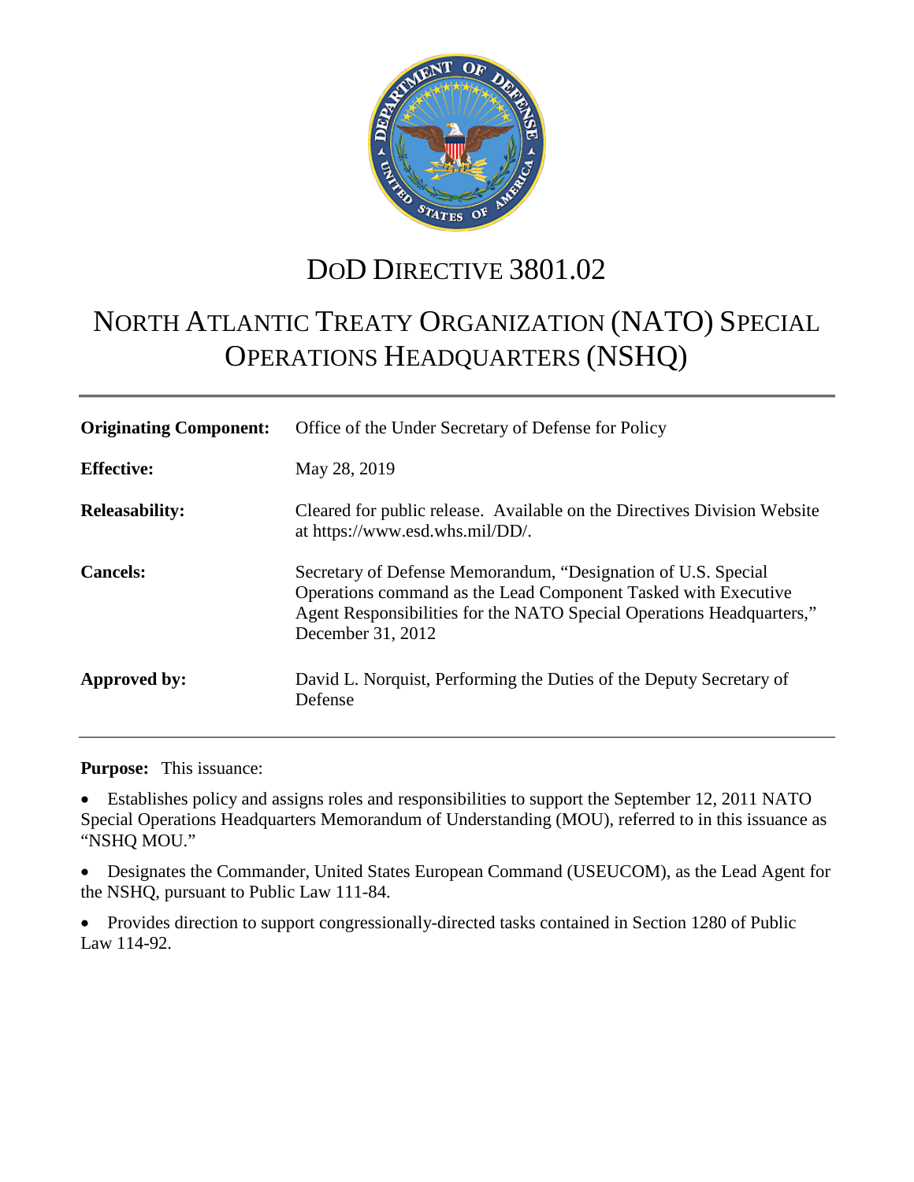# DoD Directive 3801.02

# North Atlantic Treaty Organization (NATO) Special Operations Headquarters (NSHQ)

| | |
|---|---|
| **Originating Component:** | Office of the Under Secretary of Defense for Policy |
| **Effective:** | May 28, 2019 |
| **Releasability:** | Cleared for public release. Available on the Directives Division Website at https://www.esd.whs.mil/DD/. |
| **Cancels:** | Secretary of Defense Memorandum, "Designation of U.S. Special Operations command as the Lead Component Tasked with Executive Agent Responsibilities for the NATO Special Operations Headquarters," December 31, 2012 |
| **Approved by:** | David L. Norquist, Performing the Duties of the Deputy Secretary of Defense |

**Purpose:** This issuance:

- Establishes policy and assigns roles and responsibilities to support the September 12, 2011 NATO Special Operations Headquarters Memorandum of Understanding (MOU), referred to in this issuance as "NSHQ MOU."
- Designates the Commander, United States European Command (USEUCOM), as the Lead Agent for the NSHQ, pursuant to Public Law 111-84.
- Provides direction to support congressionally-directed tasks contained in Section 1280 of Public Law 114-92.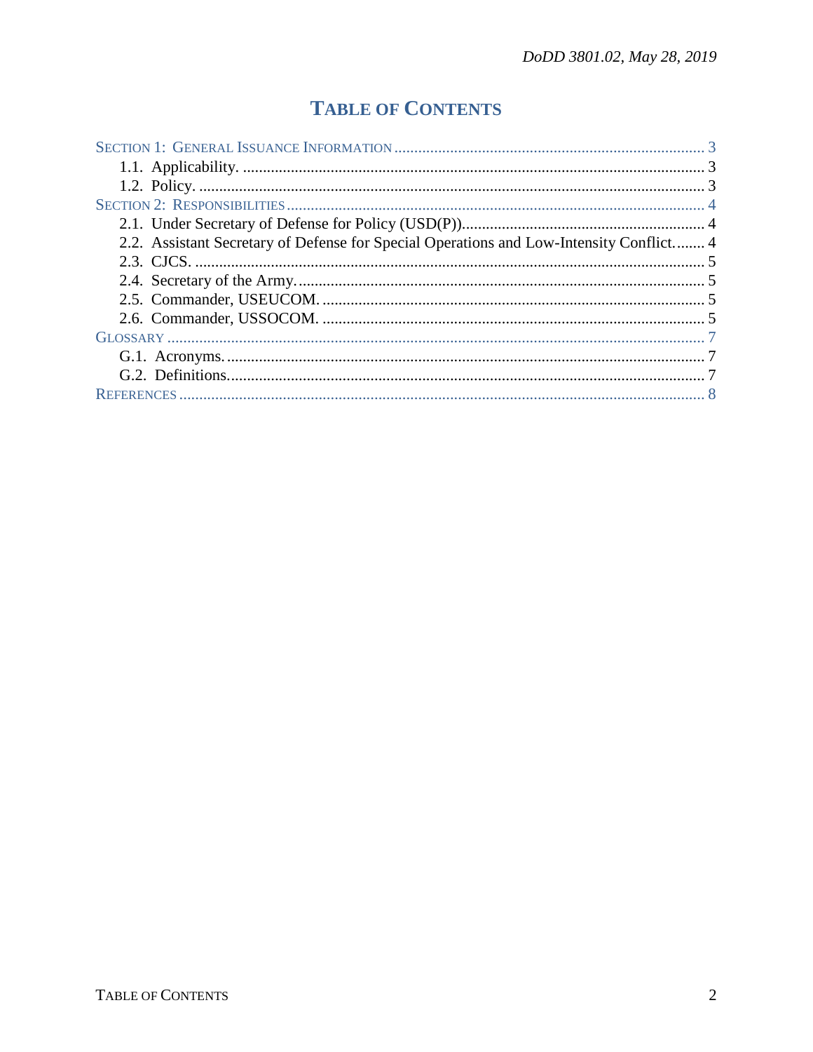# TABLE OF CONTENTS

SECTION 1: GENERAL ISSUANCE INFORMATION ............ 3
- 1.1. Applicability. ............ 3
- 1.2. Policy. ............ 3

SECTION 2: RESPONSIBILITIES ............ 4
- 2.1. Under Secretary of Defense for Policy (USD(P)) ............ 4
- 2.2. Assistant Secretary of Defense for Special Operations and Low-Intensity Conflict ............ 4
- 2.3. CJCS. ............ 5
- 2.4. Secretary of the Army. ............ 5
- 2.5. Commander, USEUCOM. ............ 5
- 2.6. Commander, USSOCOM. ............ 5

GLOSSARY ............ 7
- G.1. Acronyms. ............ 7
- G.2. Definitions. ............ 7

REFERENCES ............ 8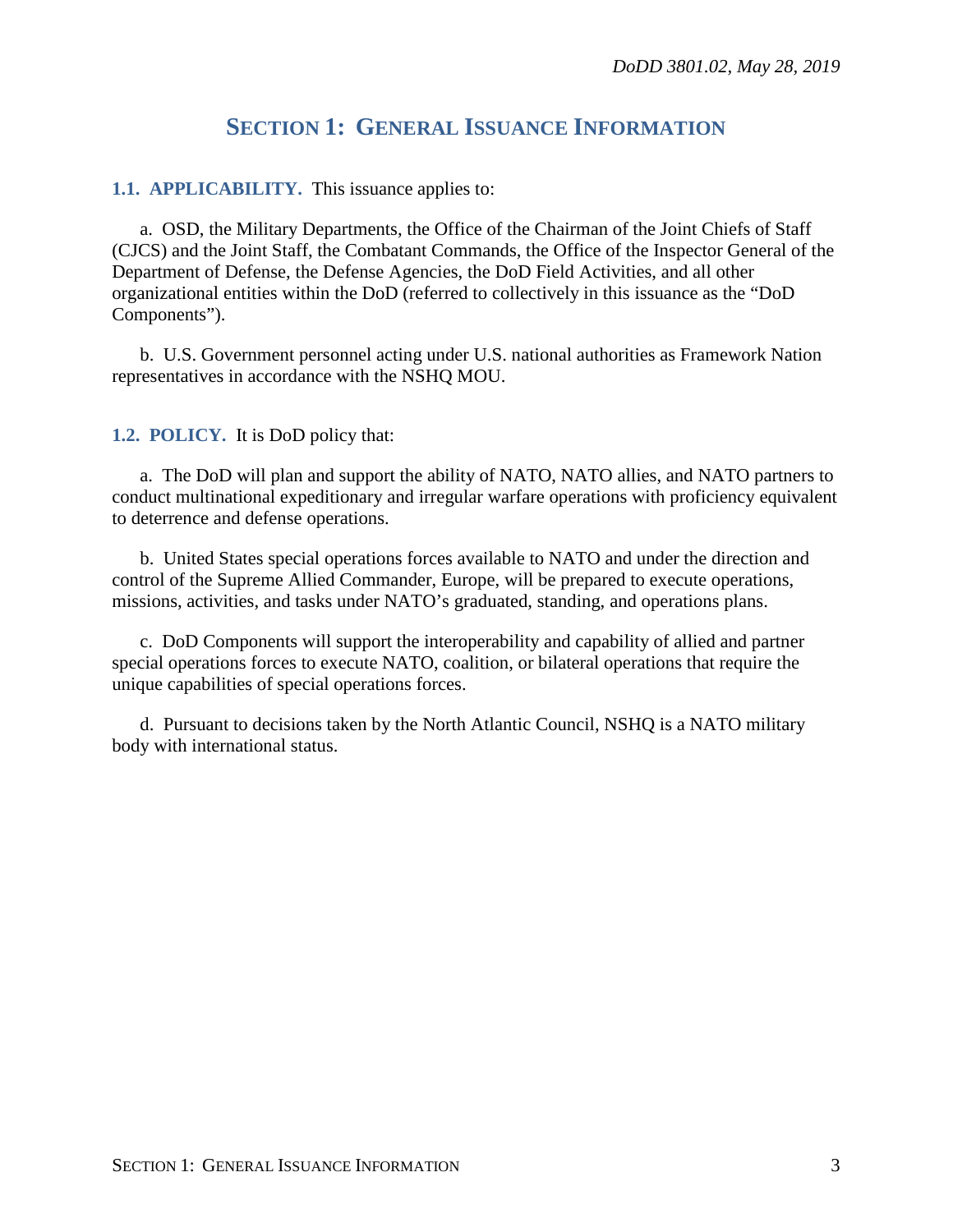# SECTION 1: GENERAL ISSUANCE INFORMATION

**1.1. APPLICABILITY.** This issuance applies to:

a. OSD, the Military Departments, the Office of the Chairman of the Joint Chiefs of Staff (CJCS) and the Joint Staff, the Combatant Commands, the Office of the Inspector General of the Department of Defense, the Defense Agencies, the DoD Field Activities, and all other organizational entities within the DoD (referred to collectively in this issuance as the "DoD Components").

b. U.S. Government personnel acting under U.S. national authorities as Framework Nation representatives in accordance with the NSHQ MOU.

**1.2. POLICY.** It is DoD policy that:

a. The DoD will plan and support the ability of NATO, NATO allies, and NATO partners to conduct multinational expeditionary and irregular warfare operations with proficiency equivalent to deterrence and defense operations.

b. United States special operations forces available to NATO and under the direction and control of the Supreme Allied Commander, Europe, will be prepared to execute operations, missions, activities, and tasks under NATO's graduated, standing, and operations plans.

c. DoD Components will support the interoperability and capability of allied and partner special operations forces to execute NATO, coalition, or bilateral operations that require the unique capabilities of special operations forces.

d. Pursuant to decisions taken by the North Atlantic Council, NSHQ is a NATO military body with international status.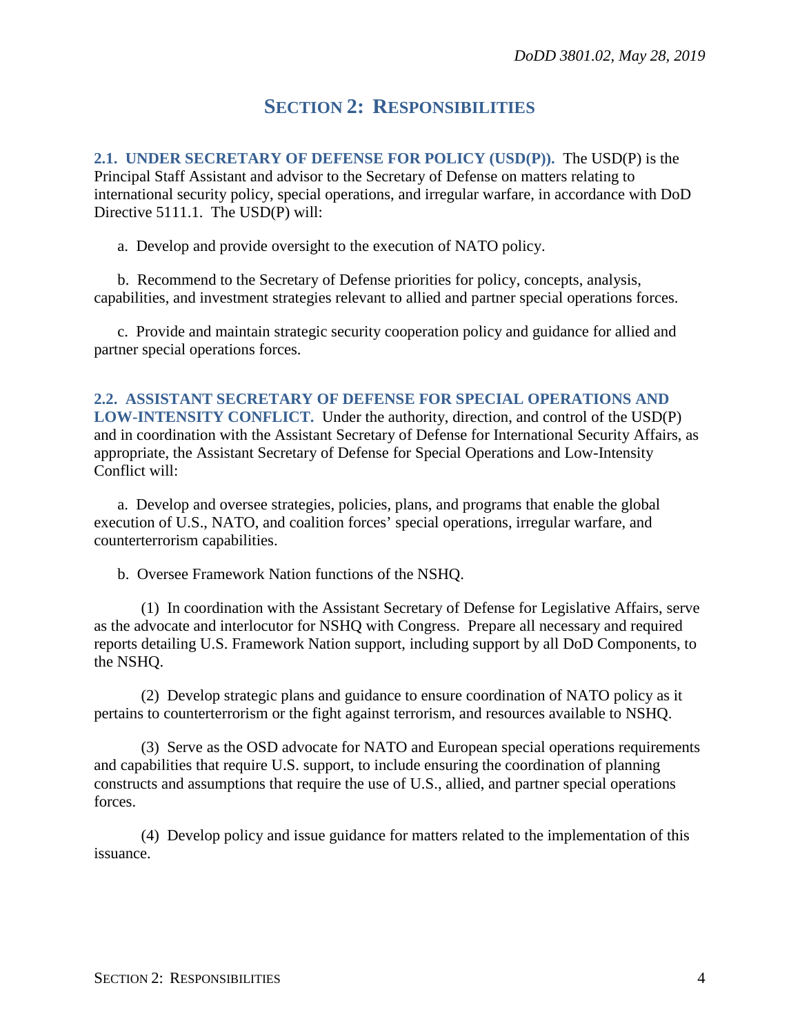# SECTION 2: RESPONSIBILITIES

**2.1. UNDER SECRETARY OF DEFENSE FOR POLICY (USD(P)).** The USD(P) is the Principal Staff Assistant and advisor to the Secretary of Defense on matters relating to international security policy, special operations, and irregular warfare, in accordance with DoD Directive 5111.1. The USD(P) will:

a. Develop and provide oversight to the execution of NATO policy.

b. Recommend to the Secretary of Defense priorities for policy, concepts, analysis, capabilities, and investment strategies relevant to allied and partner special operations forces.

c. Provide and maintain strategic security cooperation policy and guidance for allied and partner special operations forces.

**2.2. ASSISTANT SECRETARY OF DEFENSE FOR SPECIAL OPERATIONS AND LOW-INTENSITY CONFLICT.** Under the authority, direction, and control of the USD(P) and in coordination with the Assistant Secretary of Defense for International Security Affairs, as appropriate, the Assistant Secretary of Defense for Special Operations and Low-Intensity Conflict will:

a. Develop and oversee strategies, policies, plans, and programs that enable the global execution of U.S., NATO, and coalition forces' special operations, irregular warfare, and counterterrorism capabilities.

b. Oversee Framework Nation functions of the NSHQ.

(1) In coordination with the Assistant Secretary of Defense for Legislative Affairs, serve as the advocate and interlocutor for NSHQ with Congress. Prepare all necessary and required reports detailing U.S. Framework Nation support, including support by all DoD Components, to the NSHQ.

(2) Develop strategic plans and guidance to ensure coordination of NATO policy as it pertains to counterterrorism or the fight against terrorism, and resources available to NSHQ.

(3) Serve as the OSD advocate for NATO and European special operations requirements and capabilities that require U.S. support, to include ensuring the coordination of planning constructs and assumptions that require the use of U.S., allied, and partner special operations forces.

(4) Develop policy and issue guidance for matters related to the implementation of this issuance.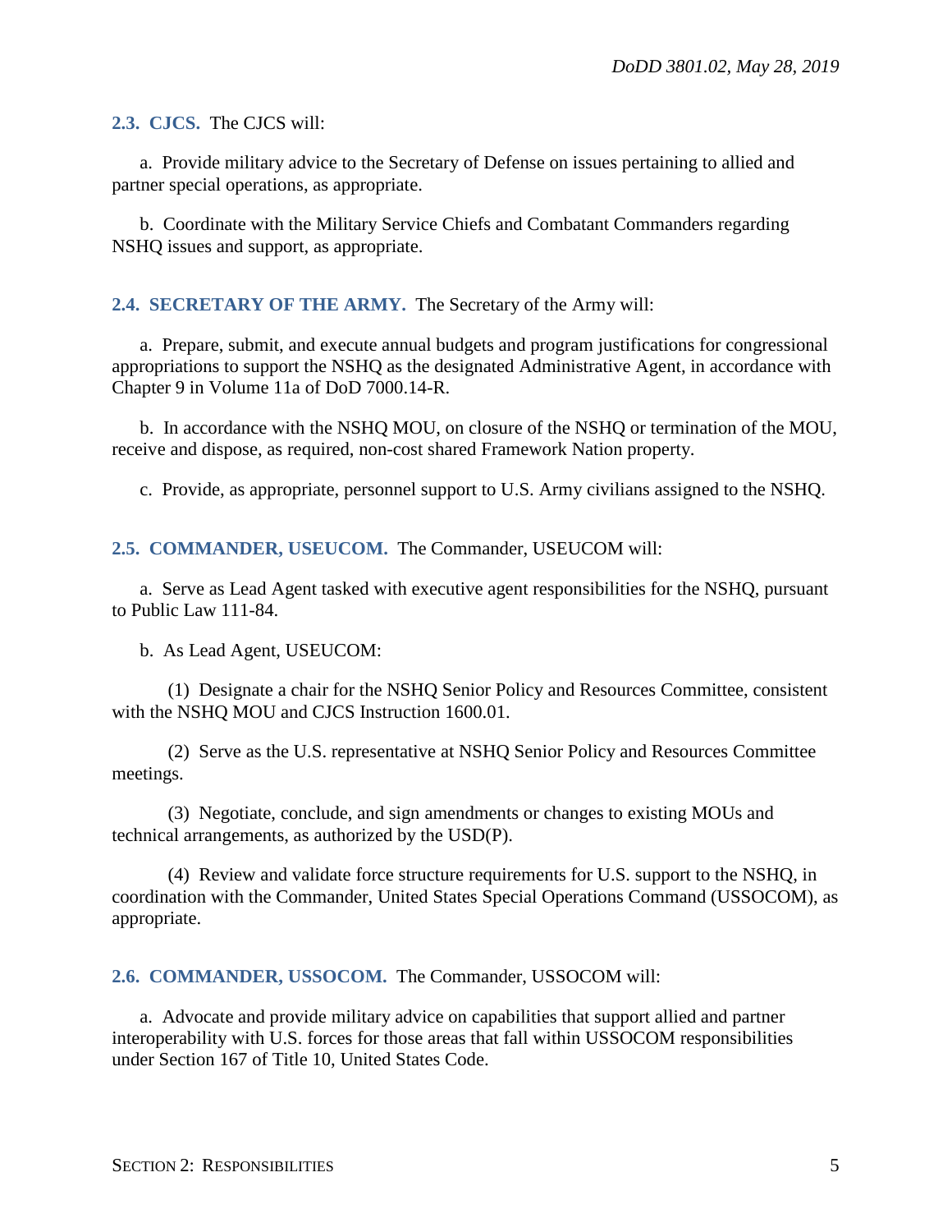**2.3. CJCS.** The CJCS will:

a. Provide military advice to the Secretary of Defense on issues pertaining to allied and partner special operations, as appropriate.

b. Coordinate with the Military Service Chiefs and Combatant Commanders regarding NSHQ issues and support, as appropriate.

**2.4. SECRETARY OF THE ARMY.** The Secretary of the Army will:

a. Prepare, submit, and execute annual budgets and program justifications for congressional appropriations to support the NSHQ as the designated Administrative Agent, in accordance with Chapter 9 in Volume 11a of DoD 7000.14-R.

b. In accordance with the NSHQ MOU, on closure of the NSHQ or termination of the MOU, receive and dispose, as required, non-cost shared Framework Nation property.

c. Provide, as appropriate, personnel support to U.S. Army civilians assigned to the NSHQ.

**2.5. COMMANDER, USEUCOM.** The Commander, USEUCOM will:

a. Serve as Lead Agent tasked with executive agent responsibilities for the NSHQ, pursuant to Public Law 111-84.

b. As Lead Agent, USEUCOM:

(1) Designate a chair for the NSHQ Senior Policy and Resources Committee, consistent with the NSHQ MOU and CJCS Instruction 1600.01.

(2) Serve as the U.S. representative at NSHQ Senior Policy and Resources Committee meetings.

(3) Negotiate, conclude, and sign amendments or changes to existing MOUs and technical arrangements, as authorized by the USD(P).

(4) Review and validate force structure requirements for U.S. support to the NSHQ, in coordination with the Commander, United States Special Operations Command (USSOCOM), as appropriate.

**2.6. COMMANDER, USSOCOM.** The Commander, USSOCOM will:

a. Advocate and provide military advice on capabilities that support allied and partner interoperability with U.S. forces for those areas that fall within USSOCOM responsibilities under Section 167 of Title 10, United States Code.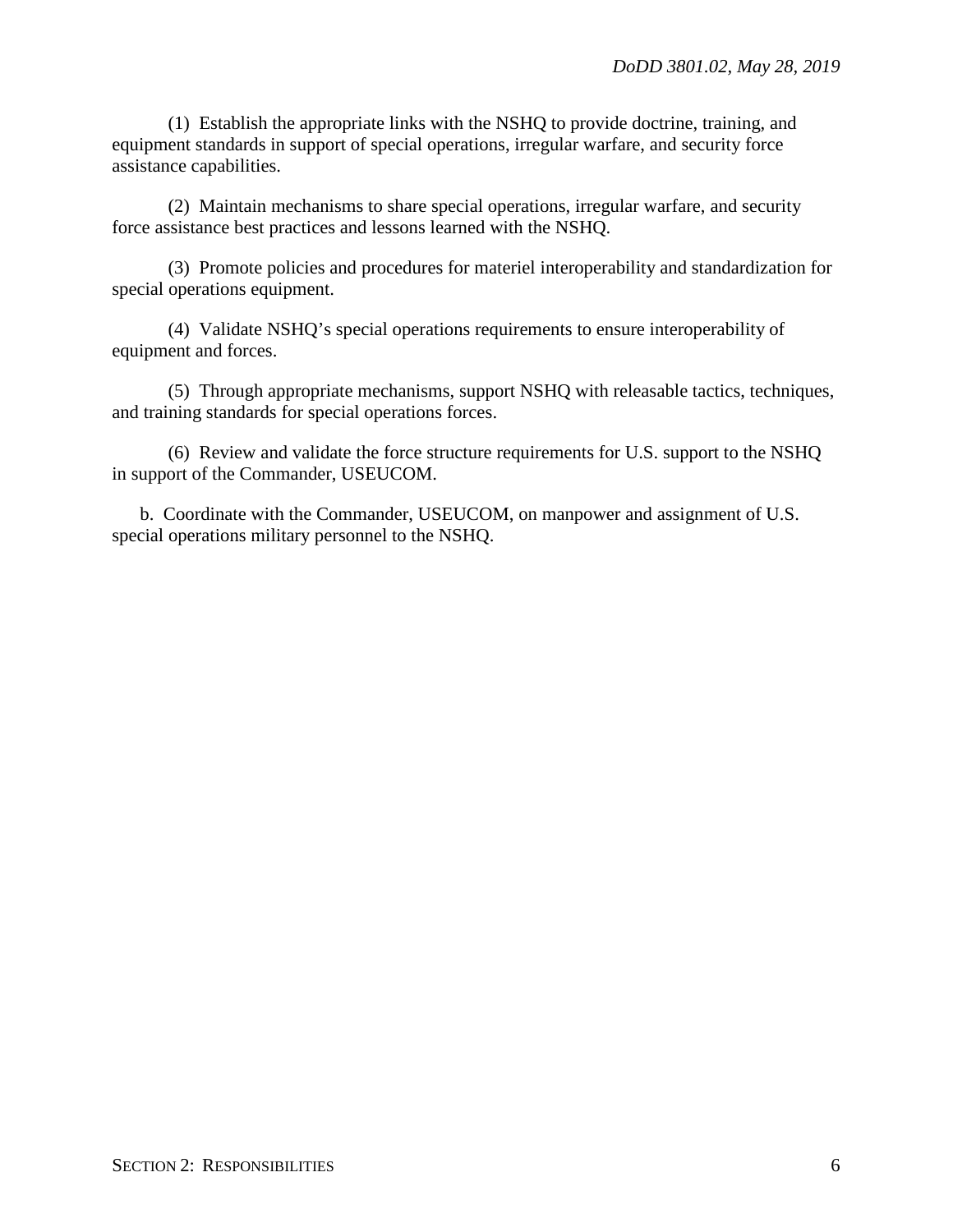(1) Establish the appropriate links with the NSHQ to provide doctrine, training, and equipment standards in support of special operations, irregular warfare, and security force assistance capabilities.

(2) Maintain mechanisms to share special operations, irregular warfare, and security force assistance best practices and lessons learned with the NSHQ.

(3) Promote policies and procedures for materiel interoperability and standardization for special operations equipment.

(4) Validate NSHQ's special operations requirements to ensure interoperability of equipment and forces.

(5) Through appropriate mechanisms, support NSHQ with releasable tactics, techniques, and training standards for special operations forces.

(6) Review and validate the force structure requirements for U.S. support to the NSHQ in support of the Commander, USEUCOM.

b. Coordinate with the Commander, USEUCOM, on manpower and assignment of U.S. special operations military personnel to the NSHQ.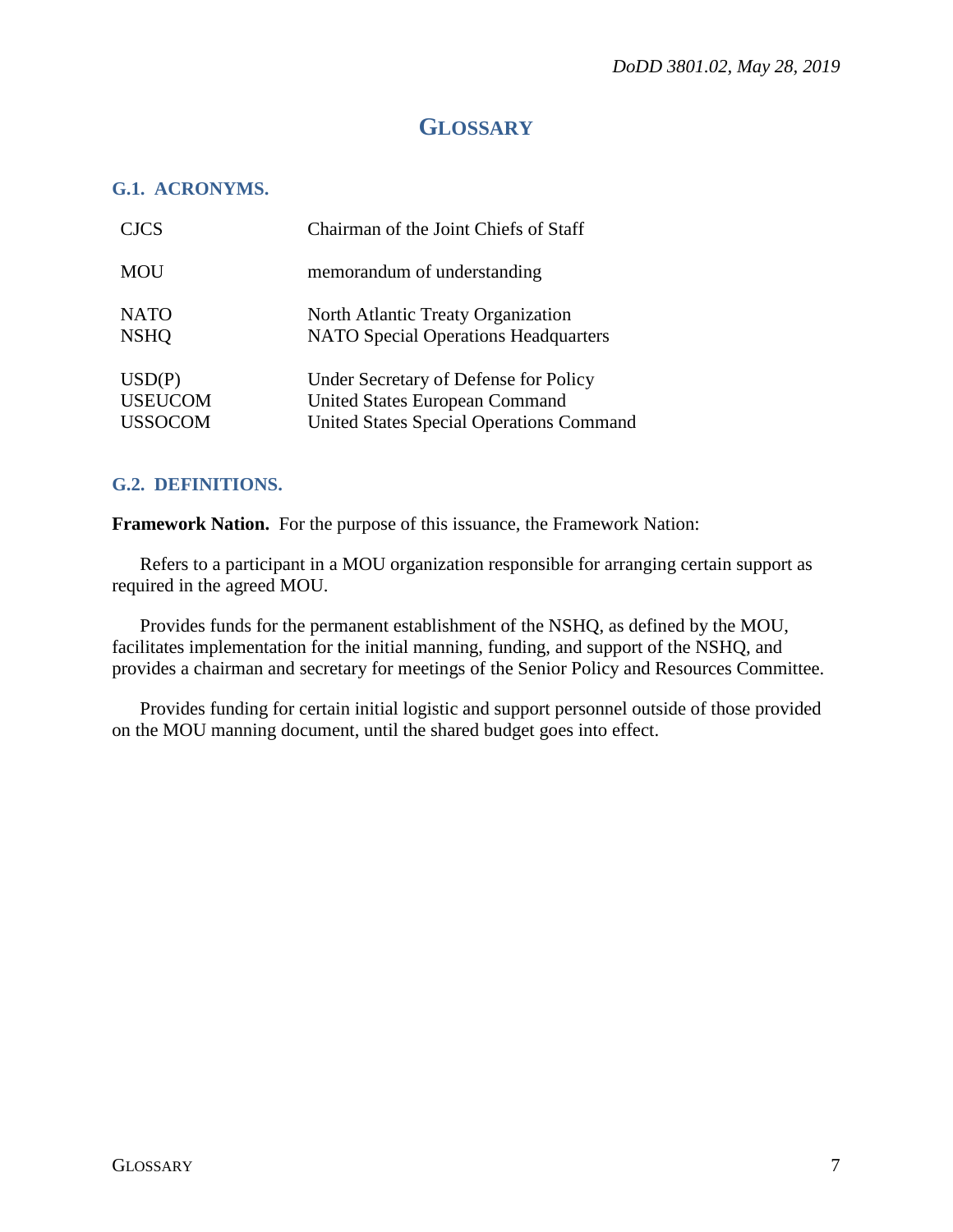# GLOSSARY

## G.1. ACRONYMS.

| | |
|---|---|
| CJCS | Chairman of the Joint Chiefs of Staff |
| MOU | memorandum of understanding |
| NATO | North Atlantic Treaty Organization |
| NSHQ | NATO Special Operations Headquarters |
| USD(P) | Under Secretary of Defense for Policy |
| USEUCOM | United States European Command |
| USSOCOM | United States Special Operations Command |

## G.2. DEFINITIONS.

**Framework Nation.** For the purpose of this issuance, the Framework Nation:

Refers to a participant in a MOU organization responsible for arranging certain support as required in the agreed MOU.

Provides funds for the permanent establishment of the NSHQ, as defined by the MOU, facilitates implementation for the initial manning, funding, and support of the NSHQ, and provides a chairman and secretary for meetings of the Senior Policy and Resources Committee.

Provides funding for certain initial logistic and support personnel outside of those provided on the MOU manning document, until the shared budget goes into effect.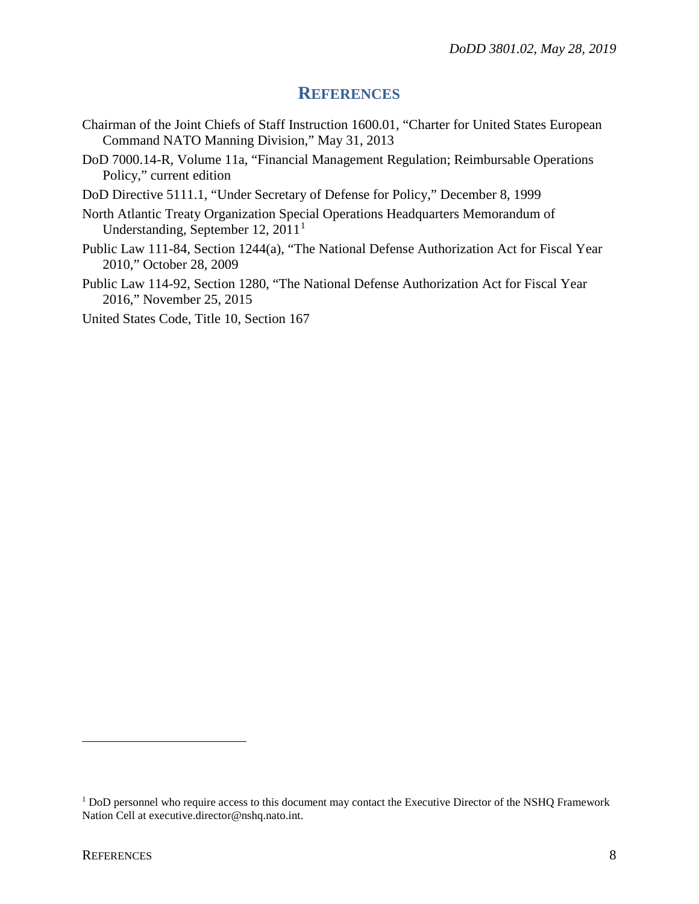# REFERENCES

Chairman of the Joint Chiefs of Staff Instruction 1600.01, "Charter for United States European Command NATO Manning Division," May 31, 2013

DoD 7000.14-R, Volume 11a, "Financial Management Regulation; Reimbursable Operations Policy," current edition

DoD Directive 5111.1, "Under Secretary of Defense for Policy," December 8, 1999

North Atlantic Treaty Organization Special Operations Headquarters Memorandum of Understanding, September 12, 2011[1]

Public Law 111-84, Section 1244(a), "The National Defense Authorization Act for Fiscal Year 2010," October 28, 2009

Public Law 114-92, Section 1280, "The National Defense Authorization Act for Fiscal Year 2016," November 25, 2015

United States Code, Title 10, Section 167

---

[1] DoD personnel who require access to this document may contact the Executive Director of the NSHQ Framework Nation Cell at executive.director@nshq.nato.int.